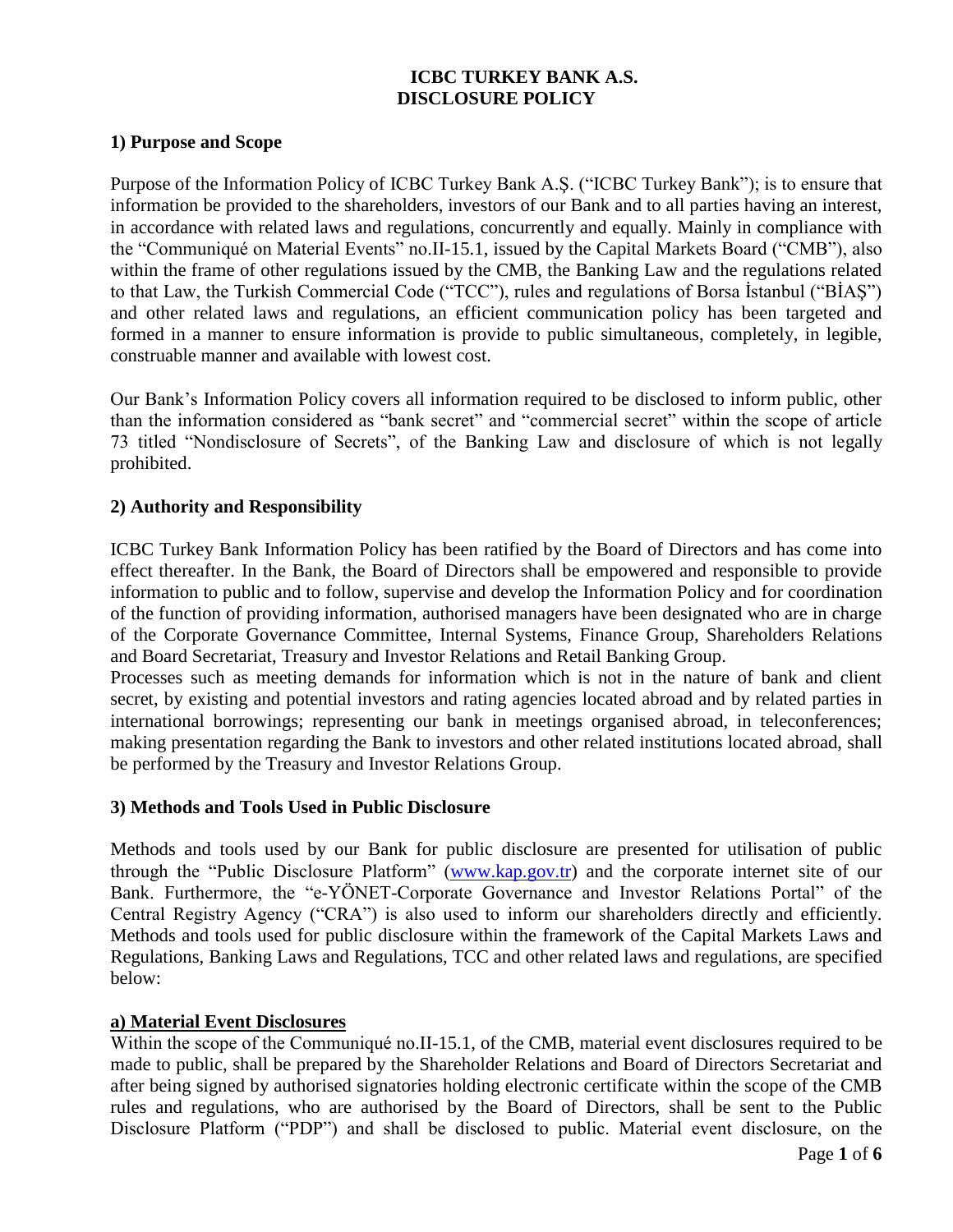# ICBC TURKEY BANK A.S.
# DISCLOSURE POLICY

## 1) Purpose and Scope

Purpose of the Information Policy of ICBC Turkey Bank A.Ş. ("ICBC Turkey Bank"); is to ensure that information be provided to the shareholders, investors of our Bank and to all parties having an interest, in accordance with related laws and regulations, concurrently and equally. Mainly in compliance with the "Communiqué on Material Events" no.II-15.1, issued by the Capital Markets Board ("CMB"), also within the frame of other regulations issued by the CMB, the Banking Law and the regulations related to that Law, the Turkish Commercial Code ("TCC"), rules and regulations of Borsa İstanbul ("BİAŞ") and other related laws and regulations, an efficient communication policy has been targeted and formed in a manner to ensure information is provide to public simultaneous, completely, in legible, construable manner and available with lowest cost.

Our Bank's Information Policy covers all information required to be disclosed to inform public, other than the information considered as "bank secret" and "commercial secret" within the scope of article 73 titled "Nondisclosure of Secrets", of the Banking Law and disclosure of which is not legally prohibited.

## 2) Authority and Responsibility

ICBC Turkey Bank Information Policy has been ratified by the Board of Directors and has come into effect thereafter. In the Bank, the Board of Directors shall be empowered and responsible to provide information to public and to follow, supervise and develop the Information Policy and for coordination of the function of providing information, authorised managers have been designated who are in charge of the Corporate Governance Committee, Internal Systems, Finance Group, Shareholders Relations and Board Secretariat, Treasury and Investor Relations and Retail Banking Group.

Processes such as meeting demands for information which is not in the nature of bank and client secret, by existing and potential investors and rating agencies located abroad and by related parties in international borrowings; representing our bank in meetings organised abroad, in teleconferences; making presentation regarding the Bank to investors and other related institutions located abroad, shall be performed by the Treasury and Investor Relations Group.

## 3) Methods and Tools Used in Public Disclosure

Methods and tools used by our Bank for public disclosure are presented for utilisation of public through the "Public Disclosure Platform" (www.kap.gov.tr) and the corporate internet site of our Bank. Furthermore, the "e-YÖNET-Corporate Governance and Investor Relations Portal" of the Central Registry Agency ("CRA") is also used to inform our shareholders directly and efficiently. Methods and tools used for public disclosure within the framework of the Capital Markets Laws and Regulations, Banking Laws and Regulations, TCC and other related laws and regulations, are specified below:

### a) Material Event Disclosures

Within the scope of the Communiqué no.II-15.1, of the CMB, material event disclosures required to be made to public, shall be prepared by the Shareholder Relations and Board of Directors Secretariat and after being signed by authorised signatories holding electronic certificate within the scope of the CMB rules and regulations, who are authorised by the Board of Directors, shall be sent to the Public Disclosure Platform ("PDP") and shall be disclosed to public. Material event disclosure, on the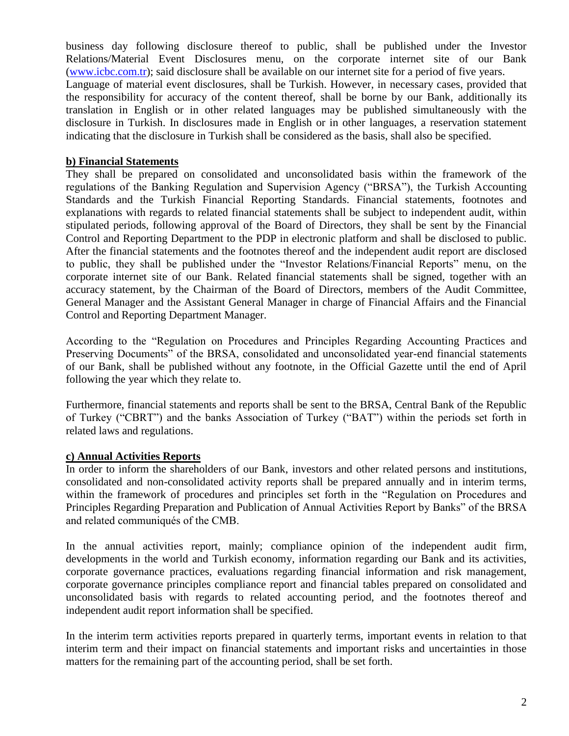business day following disclosure thereof to public, shall be published under the Investor Relations/Material Event Disclosures menu, on the corporate internet site of our Bank ([www.icbc.com.tr](http://www.icbc.com.tr)); said disclosure shall be available on our internet site for a period of five years.
Language of material event disclosures, shall be Turkish. However, in necessary cases, provided that the responsibility for accuracy of the content thereof, shall be borne by our Bank, additionally its translation in English or in other related languages may be published simultaneously with the disclosure in Turkish. In disclosures made in English or in other languages, a reservation statement indicating that the disclosure in Turkish shall be considered as the basis, shall also be specified.

**b) Financial Statements**

They shall be prepared on consolidated and unconsolidated basis within the framework of the regulations of the Banking Regulation and Supervision Agency ("BRSA"), the Turkish Accounting Standards and the Turkish Financial Reporting Standards. Financial statements, footnotes and explanations with regards to related financial statements shall be subject to independent audit, within stipulated periods, following approval of the Board of Directors, they shall be sent by the Financial Control and Reporting Department to the PDP in electronic platform and shall be disclosed to public. After the financial statements and the footnotes thereof and the independent audit report are disclosed to public, they shall be published under the "Investor Relations/Financial Reports" menu, on the corporate internet site of our Bank. Related financial statements shall be signed, together with an accuracy statement, by the Chairman of the Board of Directors, members of the Audit Committee, General Manager and the Assistant General Manager in charge of Financial Affairs and the Financial Control and Reporting Department Manager.

According to the "Regulation on Procedures and Principles Regarding Accounting Practices and Preserving Documents" of the BRSA, consolidated and unconsolidated year-end financial statements of our Bank, shall be published without any footnote, in the Official Gazette until the end of April following the year which they relate to.

Furthermore, financial statements and reports shall be sent to the BRSA, Central Bank of the Republic of Turkey ("CBRT") and the banks Association of Turkey ("BAT") within the periods set forth in related laws and regulations.

**c) Annual Activities Reports**

In order to inform the shareholders of our Bank, investors and other related persons and institutions, consolidated and non-consolidated activity reports shall be prepared annually and in interim terms, within the framework of procedures and principles set forth in the "Regulation on Procedures and Principles Regarding Preparation and Publication of Annual Activities Report by Banks" of the BRSA and related communiqués of the CMB.

In the annual activities report, mainly; compliance opinion of the independent audit firm, developments in the world and Turkish economy, information regarding our Bank and its activities, corporate governance practices, evaluations regarding financial information and risk management, corporate governance principles compliance report and financial tables prepared on consolidated and unconsolidated basis with regards to related accounting period, and the footnotes thereof and independent audit report information shall be specified.

In the interim term activities reports prepared in quarterly terms, important events in relation to that interim term and their impact on financial statements and important risks and uncertainties in those matters for the remaining part of the accounting period, shall be set forth.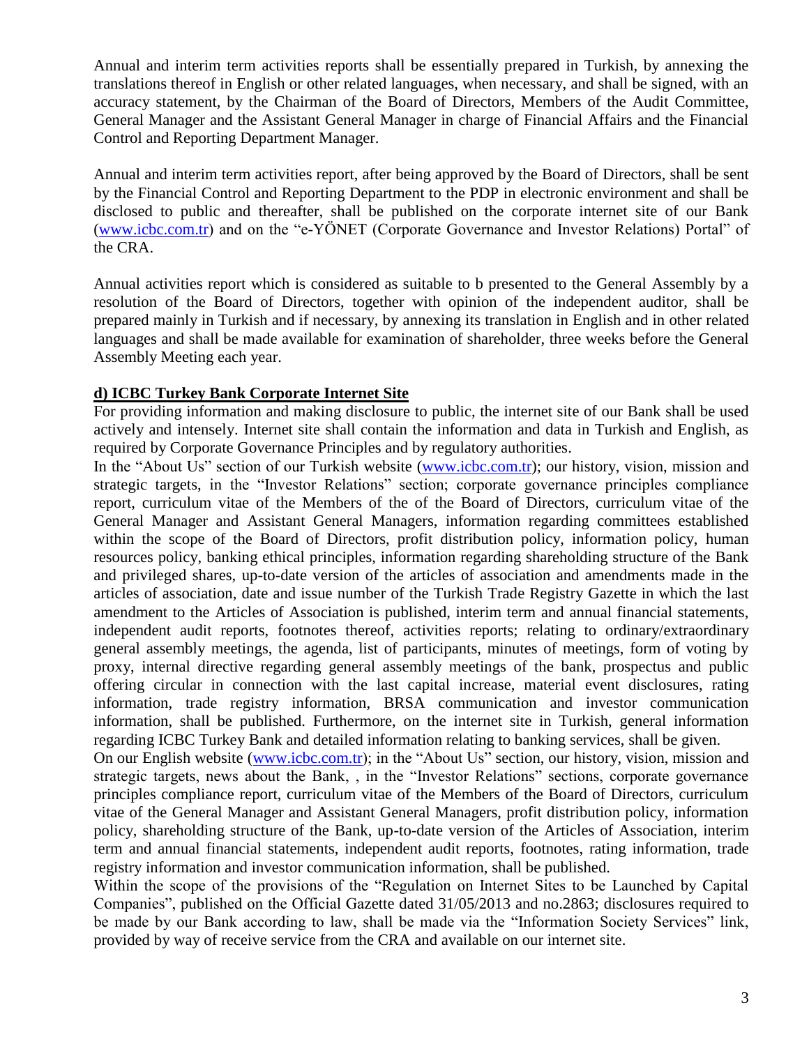Annual and interim term activities reports shall be essentially prepared in Turkish, by annexing the translations thereof in English or other related languages, when necessary, and shall be signed, with an accuracy statement, by the Chairman of the Board of Directors, Members of the Audit Committee, General Manager and the Assistant General Manager in charge of Financial Affairs and the Financial Control and Reporting Department Manager.

Annual and interim term activities report, after being approved by the Board of Directors, shall be sent by the Financial Control and Reporting Department to the PDP in electronic environment and shall be disclosed to public and thereafter, shall be published on the corporate internet site of our Bank (www.icbc.com.tr) and on the "e-YÖNET (Corporate Governance and Investor Relations) Portal" of the CRA.

Annual activities report which is considered as suitable to b presented to the General Assembly by a resolution of the Board of Directors, together with opinion of the independent auditor, shall be prepared mainly in Turkish and if necessary, by annexing its translation in English and in other related languages and shall be made available for examination of shareholder, three weeks before the General Assembly Meeting each year.

**d) ICBC Turkey Bank Corporate Internet Site**

For providing information and making disclosure to public, the internet site of our Bank shall be used actively and intensely. Internet site shall contain the information and data in Turkish and English, as required by Corporate Governance Principles and by regulatory authorities.

In the "About Us" section of our Turkish website (www.icbc.com.tr); our history, vision, mission and strategic targets, in the "Investor Relations" section; corporate governance principles compliance report, curriculum vitae of the Members of the of the Board of Directors, curriculum vitae of the General Manager and Assistant General Managers, information regarding committees established within the scope of the Board of Directors, profit distribution policy, information policy, human resources policy, banking ethical principles, information regarding shareholding structure of the Bank and privileged shares, up-to-date version of the articles of association and amendments made in the articles of association, date and issue number of the Turkish Trade Registry Gazette in which the last amendment to the Articles of Association is published, interim term and annual financial statements, independent audit reports, footnotes thereof, activities reports; relating to ordinary/extraordinary general assembly meetings, the agenda, list of participants, minutes of meetings, form of voting by proxy, internal directive regarding general assembly meetings of the bank, prospectus and public offering circular in connection with the last capital increase, material event disclosures, rating information, trade registry information, BRSA communication and investor communication information, shall be published. Furthermore, on the internet site in Turkish, general information regarding ICBC Turkey Bank and detailed information relating to banking services, shall be given.

On our English website (www.icbc.com.tr); in the "About Us" section, our history, vision, mission and strategic targets, news about the Bank, , in the "Investor Relations" sections, corporate governance principles compliance report, curriculum vitae of the Members of the Board of Directors, curriculum vitae of the General Manager and Assistant General Managers, profit distribution policy, information policy, shareholding structure of the Bank, up-to-date version of the Articles of Association, interim term and annual financial statements, independent audit reports, footnotes, rating information, trade registry information and investor communication information, shall be published.

Within the scope of the provisions of the "Regulation on Internet Sites to be Launched by Capital Companies", published on the Official Gazette dated 31/05/2013 and no.2863; disclosures required to be made by our Bank according to law, shall be made via the "Information Society Services" link, provided by way of receive service from the CRA and available on our internet site.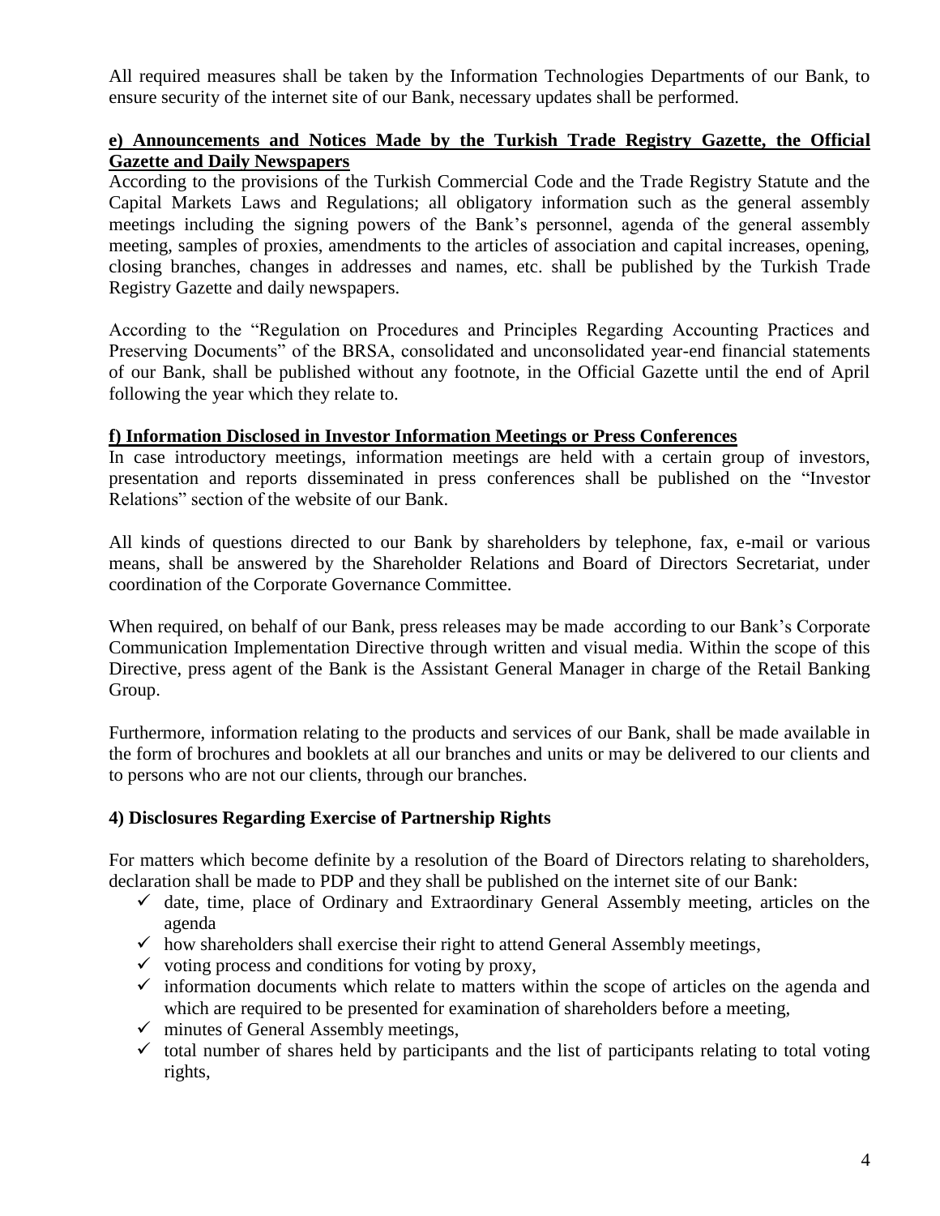All required measures shall be taken by the Information Technologies Departments of our Bank, to ensure security of the internet site of our Bank, necessary updates shall be performed.

**e) Announcements and Notices Made by the Turkish Trade Registry Gazette, the Official Gazette and Daily Newspapers**

According to the provisions of the Turkish Commercial Code and the Trade Registry Statute and the Capital Markets Laws and Regulations; all obligatory information such as the general assembly meetings including the signing powers of the Bank's personnel, agenda of the general assembly meeting, samples of proxies, amendments to the articles of association and capital increases, opening, closing branches, changes in addresses and names, etc. shall be published by the Turkish Trade Registry Gazette and daily newspapers.

According to the "Regulation on Procedures and Principles Regarding Accounting Practices and Preserving Documents" of the BRSA, consolidated and unconsolidated year-end financial statements of our Bank, shall be published without any footnote, in the Official Gazette until the end of April following the year which they relate to.

**f) Information Disclosed in Investor Information Meetings or Press Conferences**

In case introductory meetings, information meetings are held with a certain group of investors, presentation and reports disseminated in press conferences shall be published on the "Investor Relations" section of the website of our Bank.

All kinds of questions directed to our Bank by shareholders by telephone, fax, e-mail or various means, shall be answered by the Shareholder Relations and Board of Directors Secretariat, under coordination of the Corporate Governance Committee.

When required, on behalf of our Bank, press releases may be made according to our Bank's Corporate Communication Implementation Directive through written and visual media. Within the scope of this Directive, press agent of the Bank is the Assistant General Manager in charge of the Retail Banking Group.

Furthermore, information relating to the products and services of our Bank, shall be made available in the form of brochures and booklets at all our branches and units or may be delivered to our clients and to persons who are not our clients, through our branches.

**4) Disclosures Regarding Exercise of Partnership Rights**

For matters which become definite by a resolution of the Board of Directors relating to shareholders, declaration shall be made to PDP and they shall be published on the internet site of our Bank:

- ✓ date, time, place of Ordinary and Extraordinary General Assembly meeting, articles on the agenda
- ✓ how shareholders shall exercise their right to attend General Assembly meetings,
- ✓ voting process and conditions for voting by proxy,
- ✓ information documents which relate to matters within the scope of articles on the agenda and which are required to be presented for examination of shareholders before a meeting,
- ✓ minutes of General Assembly meetings,
- ✓ total number of shares held by participants and the list of participants relating to total voting rights,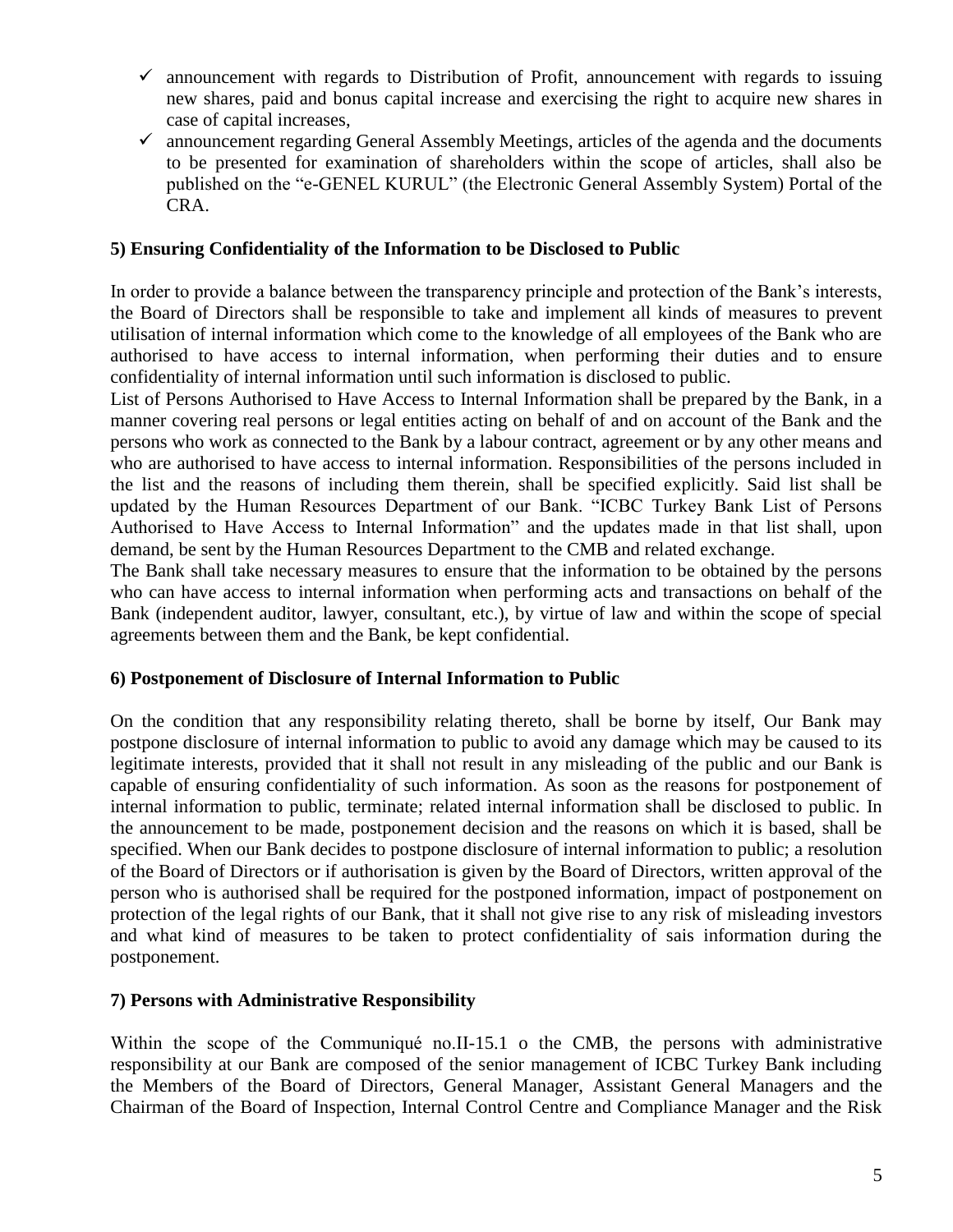- ✓ announcement with regards to Distribution of Profit, announcement with regards to issuing new shares, paid and bonus capital increase and exercising the right to acquire new shares in case of capital increases,
- ✓ announcement regarding General Assembly Meetings, articles of the agenda and the documents to be presented for examination of shareholders within the scope of articles, shall also be published on the "e-GENEL KURUL" (the Electronic General Assembly System) Portal of the CRA.

**5) Ensuring Confidentiality of the Information to be Disclosed to Public**

In order to provide a balance between the transparency principle and protection of the Bank's interests, the Board of Directors shall be responsible to take and implement all kinds of measures to prevent utilisation of internal information which come to the knowledge of all employees of the Bank who are authorised to have access to internal information, when performing their duties and to ensure confidentiality of internal information until such information is disclosed to public.

List of Persons Authorised to Have Access to Internal Information shall be prepared by the Bank, in a manner covering real persons or legal entities acting on behalf of and on account of the Bank and the persons who work as connected to the Bank by a labour contract, agreement or by any other means and who are authorised to have access to internal information. Responsibilities of the persons included in the list and the reasons of including them therein, shall be specified explicitly. Said list shall be updated by the Human Resources Department of our Bank. "ICBC Turkey Bank List of Persons Authorised to Have Access to Internal Information" and the updates made in that list shall, upon demand, be sent by the Human Resources Department to the CMB and related exchange.

The Bank shall take necessary measures to ensure that the information to be obtained by the persons who can have access to internal information when performing acts and transactions on behalf of the Bank (independent auditor, lawyer, consultant, etc.), by virtue of law and within the scope of special agreements between them and the Bank, be kept confidential.

**6) Postponement of Disclosure of Internal Information to Public**

On the condition that any responsibility relating thereto, shall be borne by itself, Our Bank may postpone disclosure of internal information to public to avoid any damage which may be caused to its legitimate interests, provided that it shall not result in any misleading of the public and our Bank is capable of ensuring confidentiality of such information. As soon as the reasons for postponement of internal information to public, terminate; related internal information shall be disclosed to public. In the announcement to be made, postponement decision and the reasons on which it is based, shall be specified. When our Bank decides to postpone disclosure of internal information to public; a resolution of the Board of Directors or if authorisation is given by the Board of Directors, written approval of the person who is authorised shall be required for the postponed information, impact of postponement on protection of the legal rights of our Bank, that it shall not give rise to any risk of misleading investors and what kind of measures to be taken to protect confidentiality of sais information during the postponement.

**7) Persons with Administrative Responsibility**

Within the scope of the Communiqué no.II-15.1 o the CMB, the persons with administrative responsibility at our Bank are composed of the senior management of ICBC Turkey Bank including the Members of the Board of Directors, General Manager, Assistant General Managers and the Chairman of the Board of Inspection, Internal Control Centre and Compliance Manager and the Risk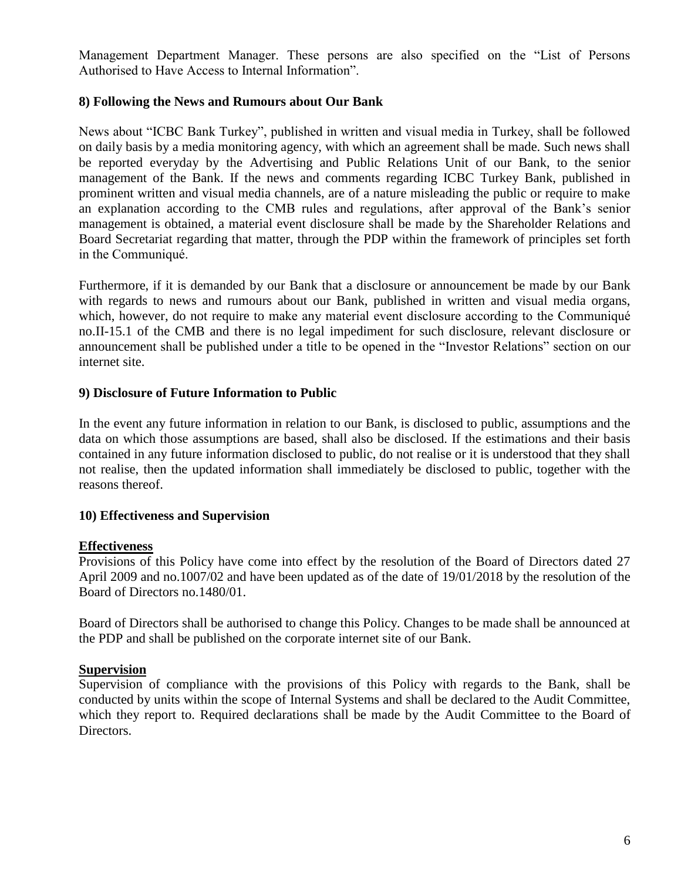Management Department Manager. These persons are also specified on the "List of Persons Authorised to Have Access to Internal Information".

### 8) Following the News and Rumours about Our Bank

News about "ICBC Bank Turkey", published in written and visual media in Turkey, shall be followed on daily basis by a media monitoring agency, with which an agreement shall be made. Such news shall be reported everyday by the Advertising and Public Relations Unit of our Bank, to the senior management of the Bank. If the news and comments regarding ICBC Turkey Bank, published in prominent written and visual media channels, are of a nature misleading the public or require to make an explanation according to the CMB rules and regulations, after approval of the Bank's senior management is obtained, a material event disclosure shall be made by the Shareholder Relations and Board Secretariat regarding that matter, through the PDP within the framework of principles set forth in the Communiqué.

Furthermore, if it is demanded by our Bank that a disclosure or announcement be made by our Bank with regards to news and rumours about our Bank, published in written and visual media organs, which, however, do not require to make any material event disclosure according to the Communiqué no.II-15.1 of the CMB and there is no legal impediment for such disclosure, relevant disclosure or announcement shall be published under a title to be opened in the "Investor Relations" section on our internet site.

### 9) Disclosure of Future Information to Public

In the event any future information in relation to our Bank, is disclosed to public, assumptions and the data on which those assumptions are based, shall also be disclosed. If the estimations and their basis contained in any future information disclosed to public, do not realise or it is understood that they shall not realise, then the updated information shall immediately be disclosed to public, together with the reasons thereof.

### 10) Effectiveness and Supervision

**Effectiveness**

Provisions of this Policy have come into effect by the resolution of the Board of Directors dated 27 April 2009 and no.1007/02 and have been updated as of the date of 19/01/2018 by the resolution of the Board of Directors no.1480/01.

Board of Directors shall be authorised to change this Policy. Changes to be made shall be announced at the PDP and shall be published on the corporate internet site of our Bank.

**Supervision**

Supervision of compliance with the provisions of this Policy with regards to the Bank, shall be conducted by units within the scope of Internal Systems and shall be declared to the Audit Committee, which they report to. Required declarations shall be made by the Audit Committee to the Board of Directors.